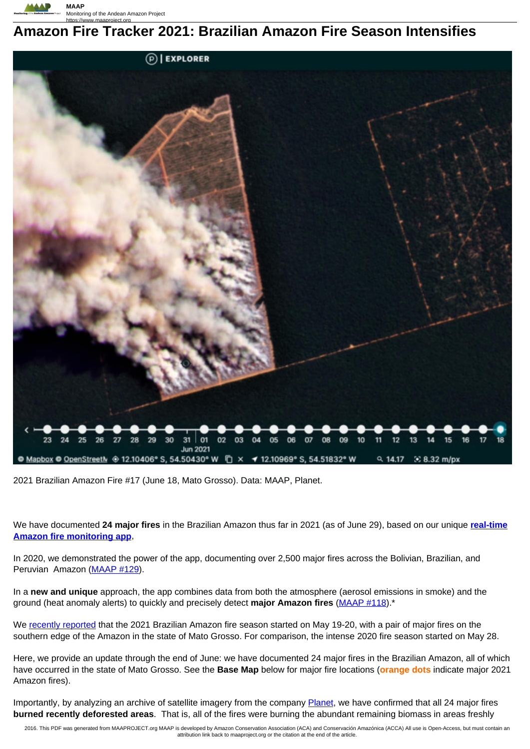# Amazon Fire Tracker 2021: Brazilian Amazon Fire Season Intensifies

2021 Brazilian Amazon Fire #17 (June 18, Mato Grosso). Data: MAAP, Planet.

We have documented **24 major fires** in the Brazilian Amazon thus far in 2021 (as of June 29), based on our unique **real-time Amazon fire monitoring app**,

In 2020, we demonstrated the power of the app, documenting over 2,500 major fires across the Bolivian, Brazilian, and Peruvian Amazon (MAAP #129).

In a **new and unique** approach, the app combines data from both the atmosphere (aerosol emissions in smoke) and the ground (heat anomaly alerts) to quickly and precisely detect **major Amazon fires** (MAAP #118).*

We recently reported that the 2021 Brazilian Amazon fire season started on May 19-20, with a pair of major fires on the southern edge of the Amazon in the state of Mato Grosso. For comparison, the intense 2020 fire season started on May 28.

Here, we provide an update through the end of June: we have documented 24 major fires in the Brazilian Amazon, all of which have occurred in the state of Mato Grosso. See the **Base Map** below for major fire locations (**orange dots** indicate major 2021 Amazon fires).

Importantly, by analyzing an archive of satellite imagery from the company Planet, we have confirmed that all 24 major fires **burned recently deforested areas**. That is, all of the fires were burning the abundant remaining biomass in areas freshly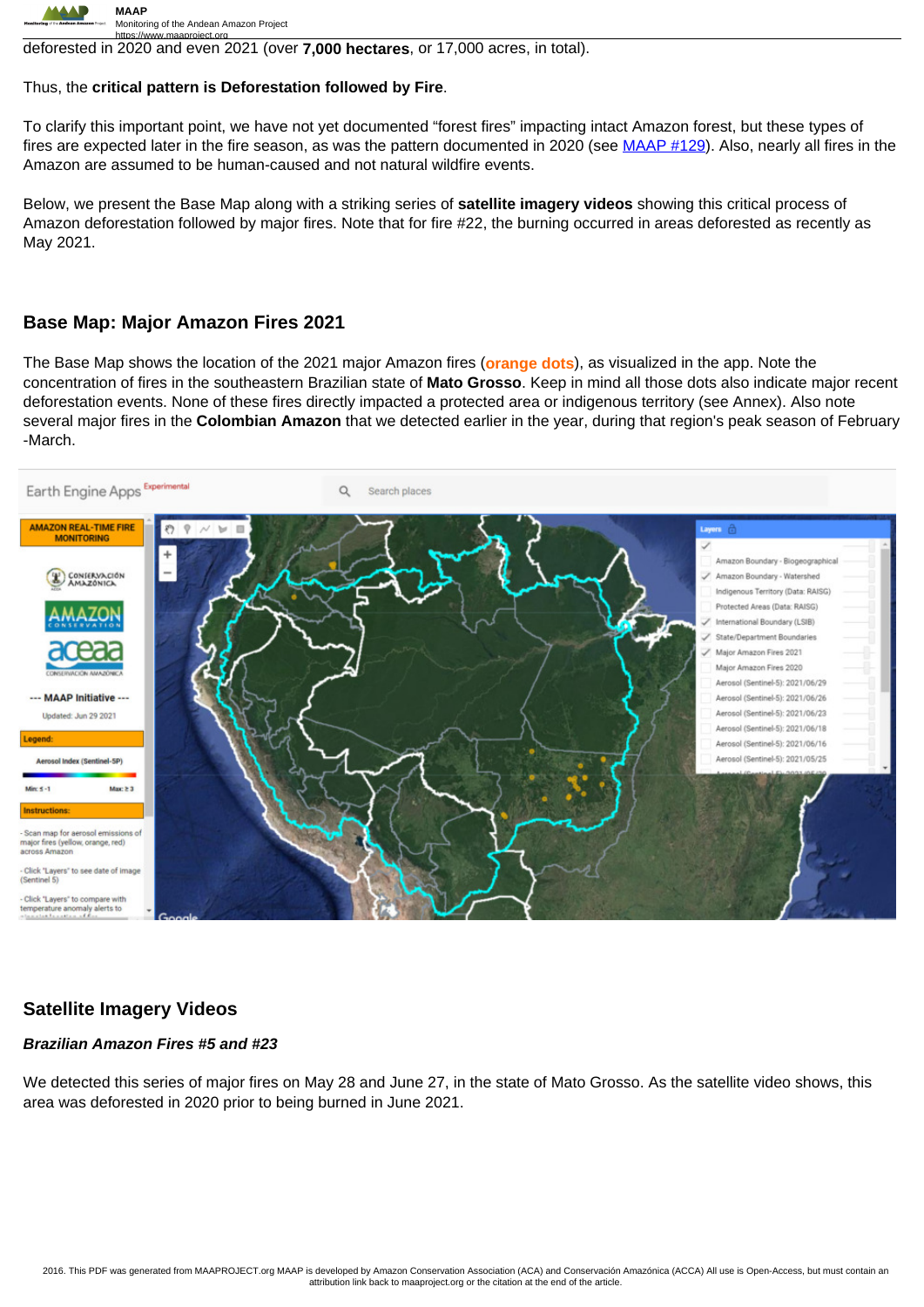deforested in 2020 and even 2021 (over **7,000 hectares**, or 17,000 acres, in total).

Thus, the **critical pattern is Deforestation followed by Fire**.

To clarify this important point, we have not yet documented "forest fires" impacting intact Amazon forest, but these types of fires are expected later in the fire season, as was the pattern documented in 2020 (see [MAAP #129](https://www.maaproject.org)). Also, nearly all fires in the Amazon are assumed to be human-caused and not natural wildfire events.

Below, we present the Base Map along with a striking series of **satellite imagery videos** showing this critical process of Amazon deforestation followed by major fires. Note that for fire #22, the burning occurred in areas deforested as recently as May 2021.

## Base Map: Major Amazon Fires 2021

The Base Map shows the location of the 2021 major Amazon fires (**orange dots**), as visualized in the app. Note the concentration of fires in the southeastern Brazilian state of **Mato Grosso**. Keep in mind all those dots also indicate major recent deforestation events. None of these fires directly impacted a protected area or indigenous territory (see Annex). Also note several major fires in the **Colombian Amazon** that we detected earlier in the year, during that region's peak season of February -March.

## Satellite Imagery Videos

***Brazilian Amazon Fires #5 and #23***

We detected this series of major fires on May 28 and June 27, in the state of Mato Grosso. As the satellite video shows, this area was deforested in 2020 prior to being burned in June 2021.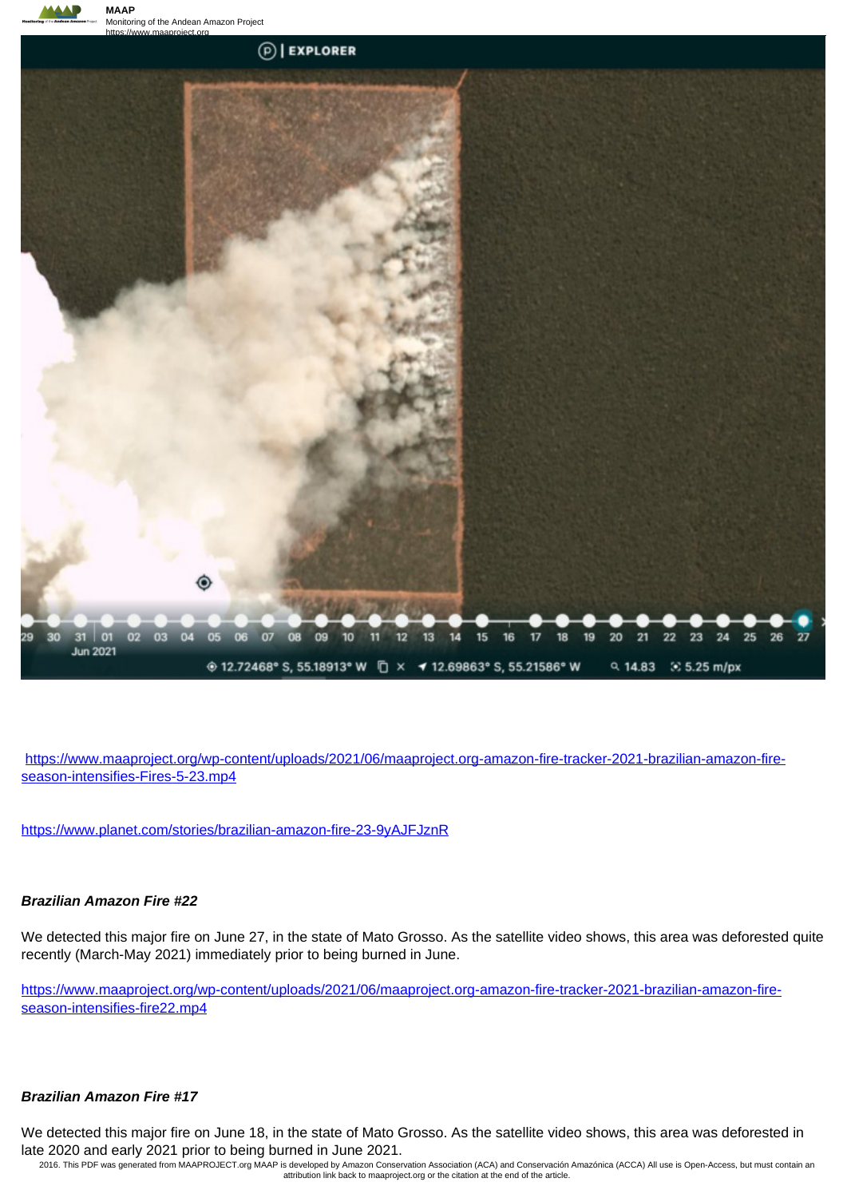https://www.maaproject.org/wp-content/uploads/2021/06/maaproject.org-amazon-fire-tracker-2021-brazilian-amazon-fire-season-intensifies-Fires-5-23.mp4

https://www.planet.com/stories/brazilian-amazon-fire-23-9yAJFJznR

### *Brazilian Amazon Fire #22*

We detected this major fire on June 27, in the state of Mato Grosso. As the satellite video shows, this area was deforested quite recently (March-May 2021) immediately prior to being burned in June.

https://www.maaproject.org/wp-content/uploads/2021/06/maaproject.org-amazon-fire-tracker-2021-brazilian-amazon-fire-season-intensifies-fire22.mp4

### *Brazilian Amazon Fire #17*

We detected this major fire on June 18, in the state of Mato Grosso. As the satellite video shows, this area was deforested in late 2020 and early 2021 prior to being burned in June 2021.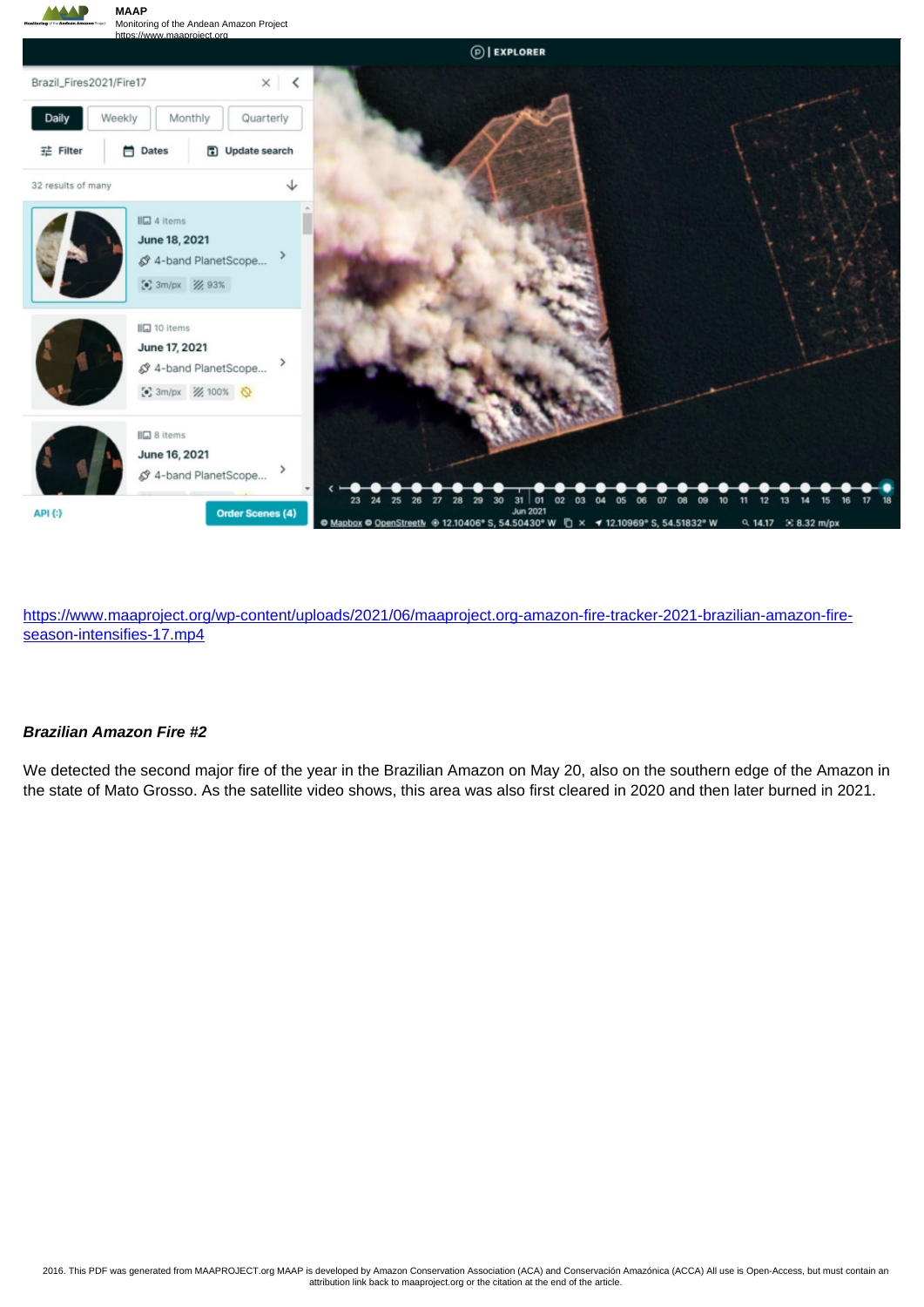https://www.maaproject.org/wp-content/uploads/2021/06/maaproject.org-amazon-fire-tracker-2021-brazilian-amazon-fire-season-intensifies-17.mp4

***Brazilian Amazon Fire #2***

We detected the second major fire of the year in the Brazilian Amazon on May 20, also on the southern edge of the Amazon in the state of Mato Grosso. As the satellite video shows, this area was also first cleared in 2020 and then later burned in 2021.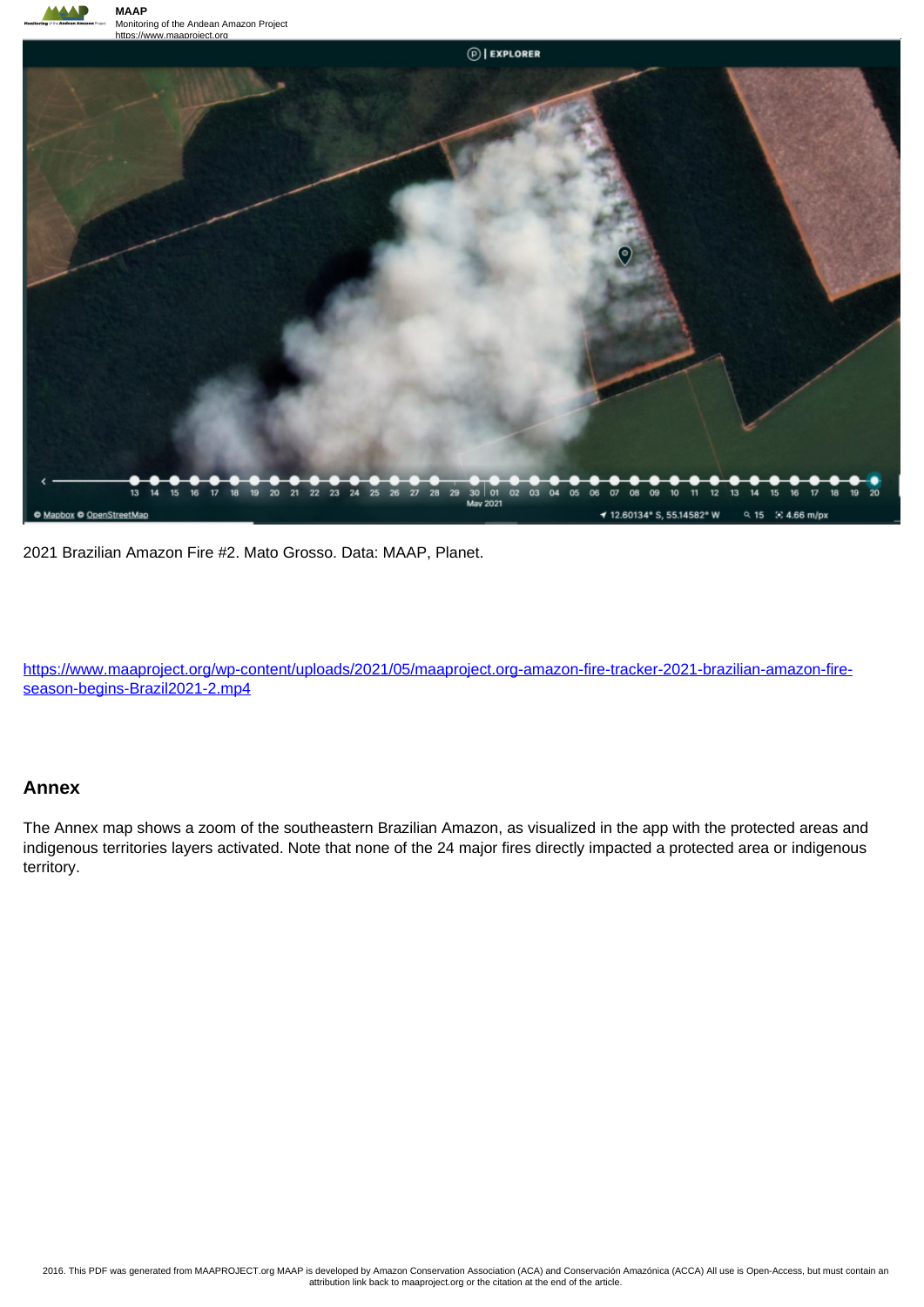2021 Brazilian Amazon Fire #2. Mato Grosso. Data: MAAP, Planet.

https://www.maaproject.org/wp-content/uploads/2021/05/maaproject.org-amazon-fire-tracker-2021-brazilian-amazon-fire-season-begins-Brazil2021-2.mp4

## Annex

The Annex map shows a zoom of the southeastern Brazilian Amazon, as visualized in the app with the protected areas and indigenous territories layers activated. Note that none of the 24 major fires directly impacted a protected area or indigenous territory.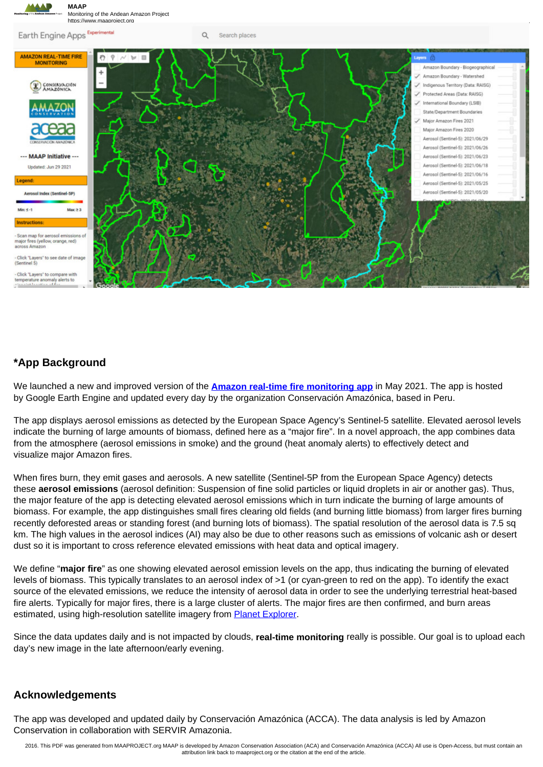## *App Background

We launched a new and improved version of the **Amazon real-time fire monitoring app** in May 2021. The app is hosted by Google Earth Engine and updated every day by the organization Conservación Amazónica, based in Peru.

The app displays aerosol emissions as detected by the European Space Agency's Sentinel-5 satellite. Elevated aerosol levels indicate the burning of large amounts of biomass, defined here as a "major fire". In a novel approach, the app combines data from the atmosphere (aerosol emissions in smoke) and the ground (heat anomaly alerts) to effectively detect and visualize major Amazon fires.

When fires burn, they emit gases and aerosols. A new satellite (Sentinel-5P from the European Space Agency) detects these **aerosol emissions** (aerosol definition: Suspension of fine solid particles or liquid droplets in air or another gas). Thus, the major feature of the app is detecting elevated aerosol emissions which in turn indicate the burning of large amounts of biomass. For example, the app distinguishes small fires clearing old fields (and burning little biomass) from larger fires burning recently deforested areas or standing forest (and burning lots of biomass). The spatial resolution of the aerosol data is 7.5 sq km. The high values in the aerosol indices (AI) may also be due to other reasons such as emissions of volcanic ash or desert dust so it is important to cross reference elevated emissions with heat data and optical imagery.

We define "**major fire**" as one showing elevated aerosol emission levels on the app, thus indicating the burning of elevated levels of biomass. This typically translates to an aerosol index of >1 (or cyan-green to red on the app). To identify the exact source of the elevated emissions, we reduce the intensity of aerosol data in order to see the underlying terrestrial heat-based fire alerts. Typically for major fires, there is a large cluster of alerts. The major fires are then confirmed, and burn areas estimated, using high-resolution satellite imagery from Planet Explorer.

Since the data updates daily and is not impacted by clouds, **real-time monitoring** really is possible. Our goal is to upload each day's new image in the late afternoon/early evening.

## Acknowledgements

The app was developed and updated daily by Conservación Amazónica (ACCA). The data analysis is led by Amazon Conservation in collaboration with SERVIR Amazonia.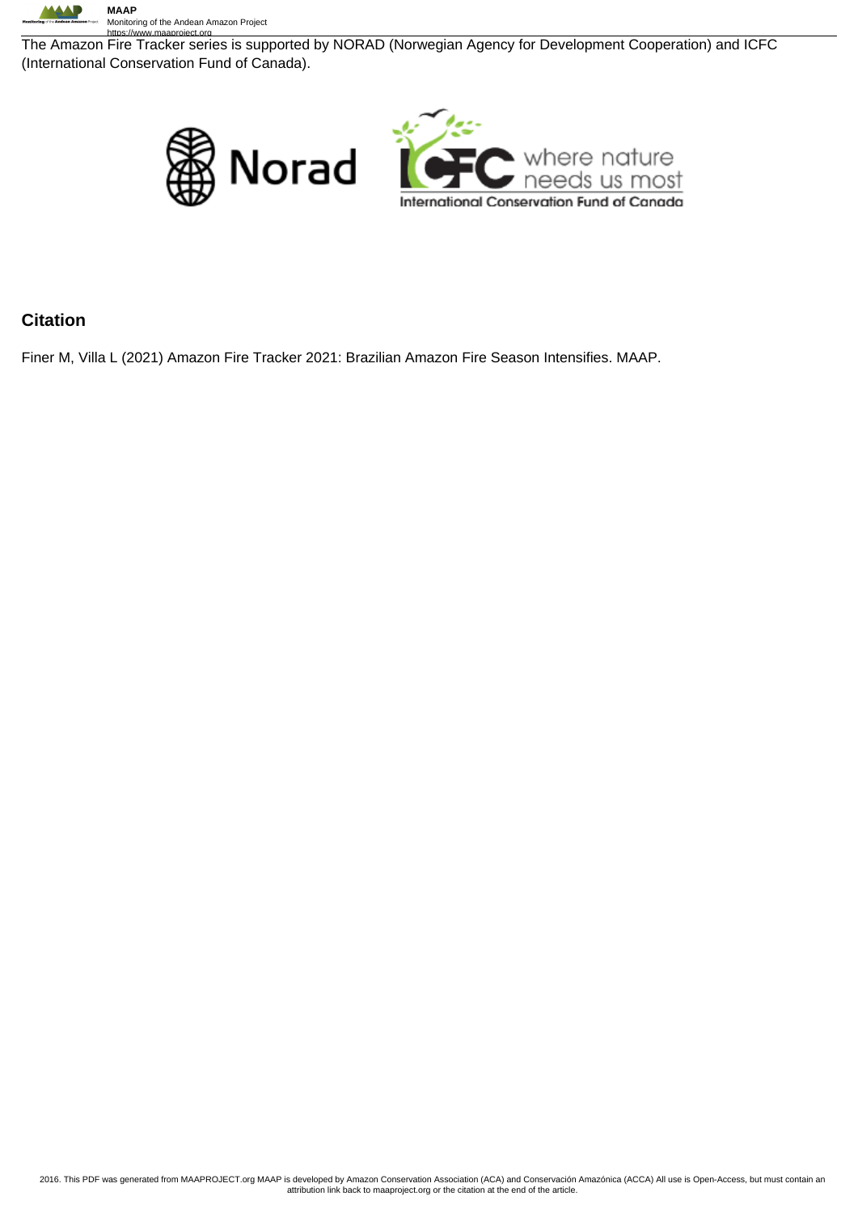The Amazon Fire Tracker series is supported by NORAD (Norwegian Agency for Development Cooperation) and ICFC (International Conservation Fund of Canada).

## Citation

Finer M, Villa L (2021) Amazon Fire Tracker 2021: Brazilian Amazon Fire Season Intensifies. MAAP.